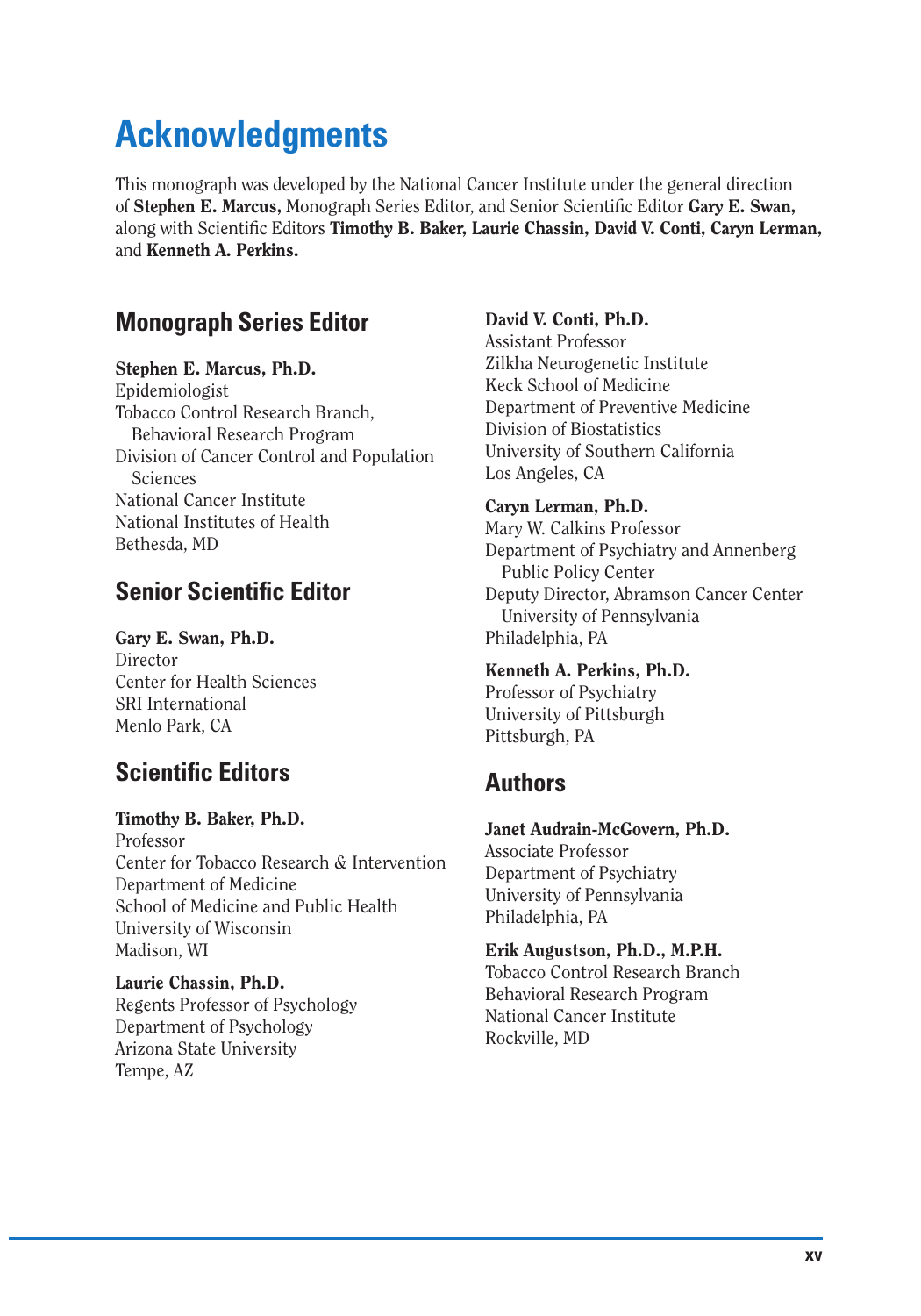# Acknowledgments

This monograph was developed by the National Cancer Institute under the general direction of **Stephen E. Marcus,** Monograph Series Editor, and Senior Scientific Editor **Gary E. Swan,** along with Scientific Editors **Timothy B. Baker, Laurie Chassin, David V. Conti, Caryn Lerman,** and **Kenneth A. Perkins.**

## Monograph Series Editor

**Stephen E. Marcus, Ph.D.**
Epidemiologist
Tobacco Control Research Branch, Behavioral Research Program
Division of Cancer Control and Population Sciences
National Cancer Institute
National Institutes of Health
Bethesda, MD

## Senior Scientific Editor

**Gary E. Swan, Ph.D.**
Director
Center for Health Sciences
SRI International
Menlo Park, CA

## Scientific Editors

**Timothy B. Baker, Ph.D.**
Professor
Center for Tobacco Research & Intervention
Department of Medicine
School of Medicine and Public Health
University of Wisconsin
Madison, WI

**Laurie Chassin, Ph.D.**
Regents Professor of Psychology
Department of Psychology
Arizona State University
Tempe, AZ

**David V. Conti, Ph.D.**
Assistant Professor
Zilkha Neurogenetic Institute
Keck School of Medicine
Department of Preventive Medicine
Division of Biostatistics
University of Southern California
Los Angeles, CA

**Caryn Lerman, Ph.D.**
Mary W. Calkins Professor
Department of Psychiatry and Annenberg Public Policy Center
Deputy Director, Abramson Cancer Center University of Pennsylvania
Philadelphia, PA

**Kenneth A. Perkins, Ph.D.**
Professor of Psychiatry
University of Pittsburgh
Pittsburgh, PA

## Authors

**Janet Audrain-McGovern, Ph.D.**
Associate Professor
Department of Psychiatry
University of Pennsylvania
Philadelphia, PA

**Erik Augustson, Ph.D., M.P.H.**
Tobacco Control Research Branch
Behavioral Research Program
National Cancer Institute
Rockville, MD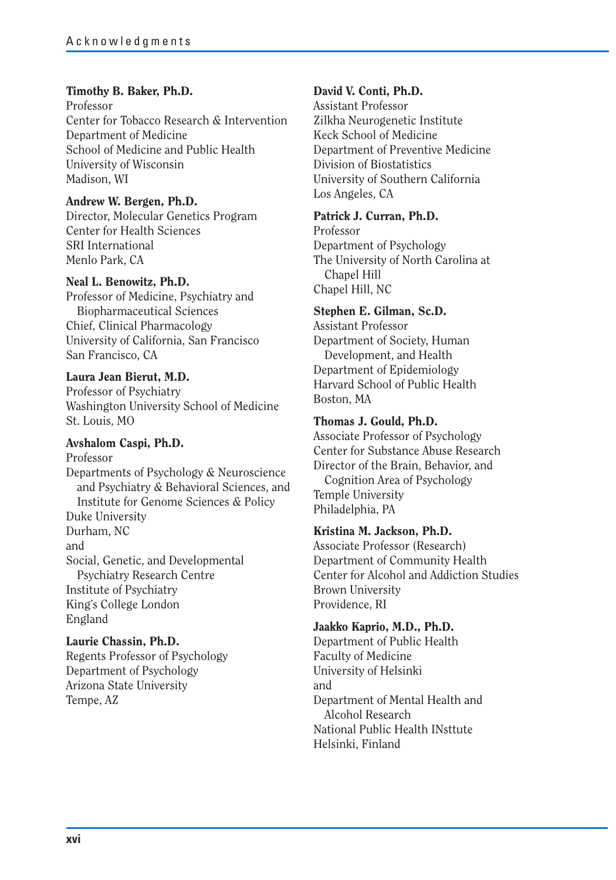**Timothy B. Baker, Ph.D.**
Professor
Center for Tobacco Research & Intervention
Department of Medicine
School of Medicine and Public Health
University of Wisconsin
Madison, WI

**Andrew W. Bergen, Ph.D.**
Director, Molecular Genetics Program
Center for Health Sciences
SRI International
Menlo Park, CA

**Neal L. Benowitz, Ph.D.**
Professor of Medicine, Psychiatry and Biopharmaceutical Sciences
Chief, Clinical Pharmacology
University of California, San Francisco
San Francisco, CA

**Laura Jean Bierut, M.D.**
Professor of Psychiatry
Washington University School of Medicine
St. Louis, MO

**Avshalom Caspi, Ph.D.**
Professor
Departments of Psychology & Neuroscience and Psychiatry & Behavioral Sciences, and Institute for Genome Sciences & Policy
Duke University
Durham, NC
and
Social, Genetic, and Developmental Psychiatry Research Centre
Institute of Psychiatry
King's College London
England

**Laurie Chassin, Ph.D.**
Regents Professor of Psychology
Department of Psychology
Arizona State University
Tempe, AZ

**David V. Conti, Ph.D.**
Assistant Professor
Zilkha Neurogenetic Institute
Keck School of Medicine
Department of Preventive Medicine
Division of Biostatistics
University of Southern California
Los Angeles, CA

**Patrick J. Curran, Ph.D.**
Professor
Department of Psychology
The University of North Carolina at Chapel Hill
Chapel Hill, NC

**Stephen E. Gilman, Sc.D.**
Assistant Professor
Department of Society, Human Development, and Health
Department of Epidemiology
Harvard School of Public Health
Boston, MA

**Thomas J. Gould, Ph.D.**
Associate Professor of Psychology
Center for Substance Abuse Research
Director of the Brain, Behavior, and Cognition Area of Psychology
Temple University
Philadelphia, PA

**Kristina M. Jackson, Ph.D.**
Associate Professor (Research)
Department of Community Health
Center for Alcohol and Addiction Studies
Brown University
Providence, RI

**Jaakko Kaprio, M.D., Ph.D.**
Department of Public Health
Faculty of Medicine
University of Helsinki
and
Department of Mental Health and Alcohol Research
National Public Health INsttute
Helsinki, Finland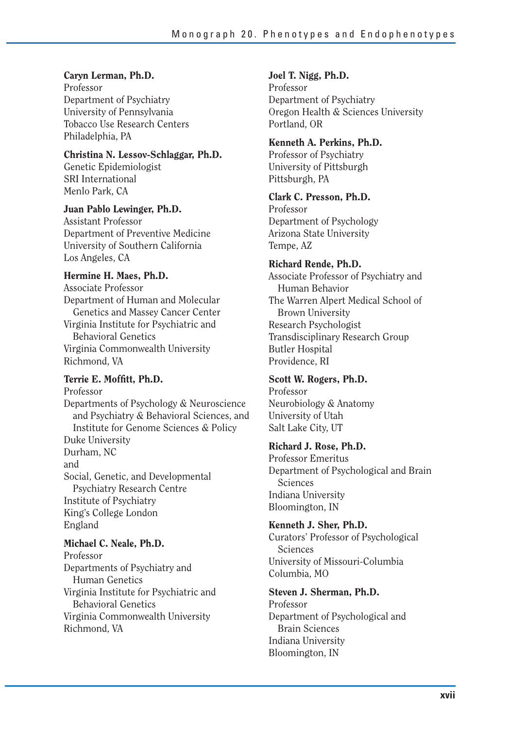**Caryn Lerman, Ph.D.**
Professor
Department of Psychiatry
University of Pennsylvania
Tobacco Use Research Centers
Philadelphia, PA

**Christina N. Lessov-Schlaggar, Ph.D.**
Genetic Epidemiologist
SRI International
Menlo Park, CA

**Juan Pablo Lewinger, Ph.D.**
Assistant Professor
Department of Preventive Medicine
University of Southern California
Los Angeles, CA

**Hermine H. Maes, Ph.D.**
Associate Professor
Department of Human and Molecular Genetics and Massey Cancer Center
Virginia Institute for Psychiatric and Behavioral Genetics
Virginia Commonwealth University
Richmond, VA

**Terrie E. Moffitt, Ph.D.**
Professor
Departments of Psychology & Neuroscience and Psychiatry & Behavioral Sciences, and Institute for Genome Sciences & Policy
Duke University
Durham, NC
and
Social, Genetic, and Developmental Psychiatry Research Centre
Institute of Psychiatry
King's College London
England

**Michael C. Neale, Ph.D.**
Professor
Departments of Psychiatry and Human Genetics
Virginia Institute for Psychiatric and Behavioral Genetics
Virginia Commonwealth University
Richmond, VA

**Joel T. Nigg, Ph.D.**
Professor
Department of Psychiatry
Oregon Health & Sciences University
Portland, OR

**Kenneth A. Perkins, Ph.D.**
Professor of Psychiatry
University of Pittsburgh
Pittsburgh, PA

**Clark C. Presson, Ph.D.**
Professor
Department of Psychology
Arizona State University
Tempe, AZ

**Richard Rende, Ph.D.**
Associate Professor of Psychiatry and Human Behavior
The Warren Alpert Medical School of Brown University
Research Psychologist
Transdisciplinary Research Group
Butler Hospital
Providence, RI

**Scott W. Rogers, Ph.D.**
Professor
Neurobiology & Anatomy
University of Utah
Salt Lake City, UT

**Richard J. Rose, Ph.D.**
Professor Emeritus
Department of Psychological and Brain Sciences
Indiana University
Bloomington, IN

**Kenneth J. Sher, Ph.D.**
Curators' Professor of Psychological Sciences
University of Missouri-Columbia
Columbia, MO

**Steven J. Sherman, Ph.D.**
Professor
Department of Psychological and Brain Sciences
Indiana University
Bloomington, IN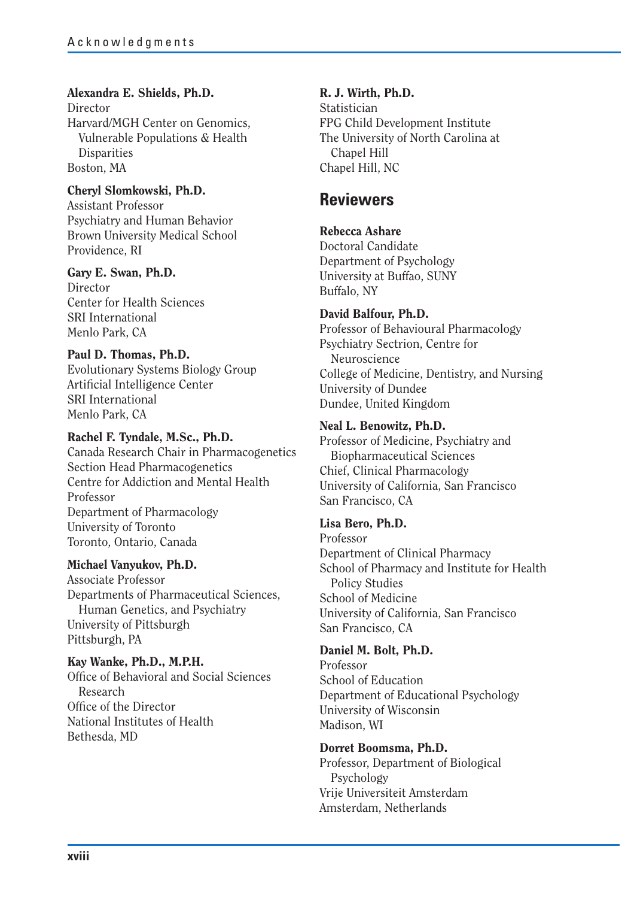**Alexandra E. Shields, Ph.D.**
Director
Harvard/MGH Center on Genomics, Vulnerable Populations & Health Disparities
Boston, MA

**Cheryl Slomkowski, Ph.D.**
Assistant Professor
Psychiatry and Human Behavior
Brown University Medical School
Providence, RI

**Gary E. Swan, Ph.D.**
Director
Center for Health Sciences
SRI International
Menlo Park, CA

**Paul D. Thomas, Ph.D.**
Evolutionary Systems Biology Group
Artificial Intelligence Center
SRI International
Menlo Park, CA

**Rachel F. Tyndale, M.Sc., Ph.D.**
Canada Research Chair in Pharmacogenetics
Section Head Pharmacogenetics
Centre for Addiction and Mental Health
Professor
Department of Pharmacology
University of Toronto
Toronto, Ontario, Canada

**Michael Vanyukov, Ph.D.**
Associate Professor
Departments of Pharmaceutical Sciences, Human Genetics, and Psychiatry
University of Pittsburgh
Pittsburgh, PA

**Kay Wanke, Ph.D., M.P.H.**
Office of Behavioral and Social Sciences Research
Office of the Director
National Institutes of Health
Bethesda, MD

**R. J. Wirth, Ph.D.**
Statistician
FPG Child Development Institute
The University of North Carolina at Chapel Hill
Chapel Hill, NC

## Reviewers

**Rebecca Ashare**
Doctoral Candidate
Department of Psychology
University at Buffao, SUNY
Buffalo, NY

**David Balfour, Ph.D.**
Professor of Behavioural Pharmacology
Psychiatry Sectrion, Centre for Neuroscience
College of Medicine, Dentistry, and Nursing
University of Dundee
Dundee, United Kingdom

**Neal L. Benowitz, Ph.D.**
Professor of Medicine, Psychiatry and Biopharmaceutical Sciences
Chief, Clinical Pharmacology
University of California, San Francisco
San Francisco, CA

**Lisa Bero, Ph.D.**
Professor
Department of Clinical Pharmacy
School of Pharmacy and Institute for Health Policy Studies
School of Medicine
University of California, San Francisco
San Francisco, CA

**Daniel M. Bolt, Ph.D.**
Professor
School of Education
Department of Educational Psychology
University of Wisconsin
Madison, WI

**Dorret Boomsma, Ph.D.**
Professor, Department of Biological Psychology
Vrije Universiteit Amsterdam
Amsterdam, Netherlands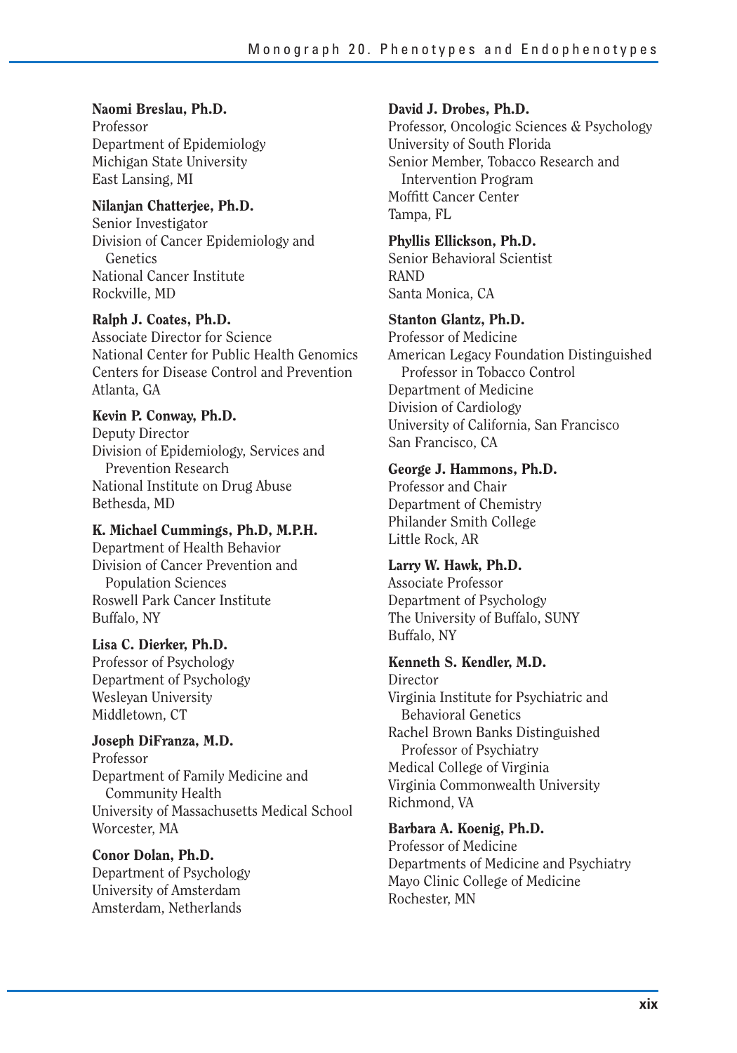**Naomi Breslau, Ph.D.**
Professor
Department of Epidemiology
Michigan State University
East Lansing, MI

**Nilanjan Chatterjee, Ph.D.**
Senior Investigator
Division of Cancer Epidemiology and Genetics
National Cancer Institute
Rockville, MD

**Ralph J. Coates, Ph.D.**
Associate Director for Science
National Center for Public Health Genomics
Centers for Disease Control and Prevention
Atlanta, GA

**Kevin P. Conway, Ph.D.**
Deputy Director
Division of Epidemiology, Services and Prevention Research
National Institute on Drug Abuse
Bethesda, MD

**K. Michael Cummings, Ph.D, M.P.H.**
Department of Health Behavior
Division of Cancer Prevention and Population Sciences
Roswell Park Cancer Institute
Buffalo, NY

**Lisa C. Dierker, Ph.D.**
Professor of Psychology
Department of Psychology
Wesleyan University
Middletown, CT

**Joseph DiFranza, M.D.**
Professor
Department of Family Medicine and Community Health
University of Massachusetts Medical School
Worcester, MA

**Conor Dolan, Ph.D.**
Department of Psychology
University of Amsterdam
Amsterdam, Netherlands

**David J. Drobes, Ph.D.**
Professor, Oncologic Sciences & Psychology
University of South Florida
Senior Member, Tobacco Research and Intervention Program
Moffitt Cancer Center
Tampa, FL

**Phyllis Ellickson, Ph.D.**
Senior Behavioral Scientist
RAND
Santa Monica, CA

**Stanton Glantz, Ph.D.**
Professor of Medicine
American Legacy Foundation Distinguished Professor in Tobacco Control
Department of Medicine
Division of Cardiology
University of California, San Francisco
San Francisco, CA

**George J. Hammons, Ph.D.**
Professor and Chair
Department of Chemistry
Philander Smith College
Little Rock, AR

**Larry W. Hawk, Ph.D.**
Associate Professor
Department of Psychology
The University of Buffalo, SUNY
Buffalo, NY

**Kenneth S. Kendler, M.D.**
Director
Virginia Institute for Psychiatric and Behavioral Genetics
Rachel Brown Banks Distinguished Professor of Psychiatry
Medical College of Virginia
Virginia Commonwealth University
Richmond, VA

**Barbara A. Koenig, Ph.D.**
Professor of Medicine
Departments of Medicine and Psychiatry
Mayo Clinic College of Medicine
Rochester, MN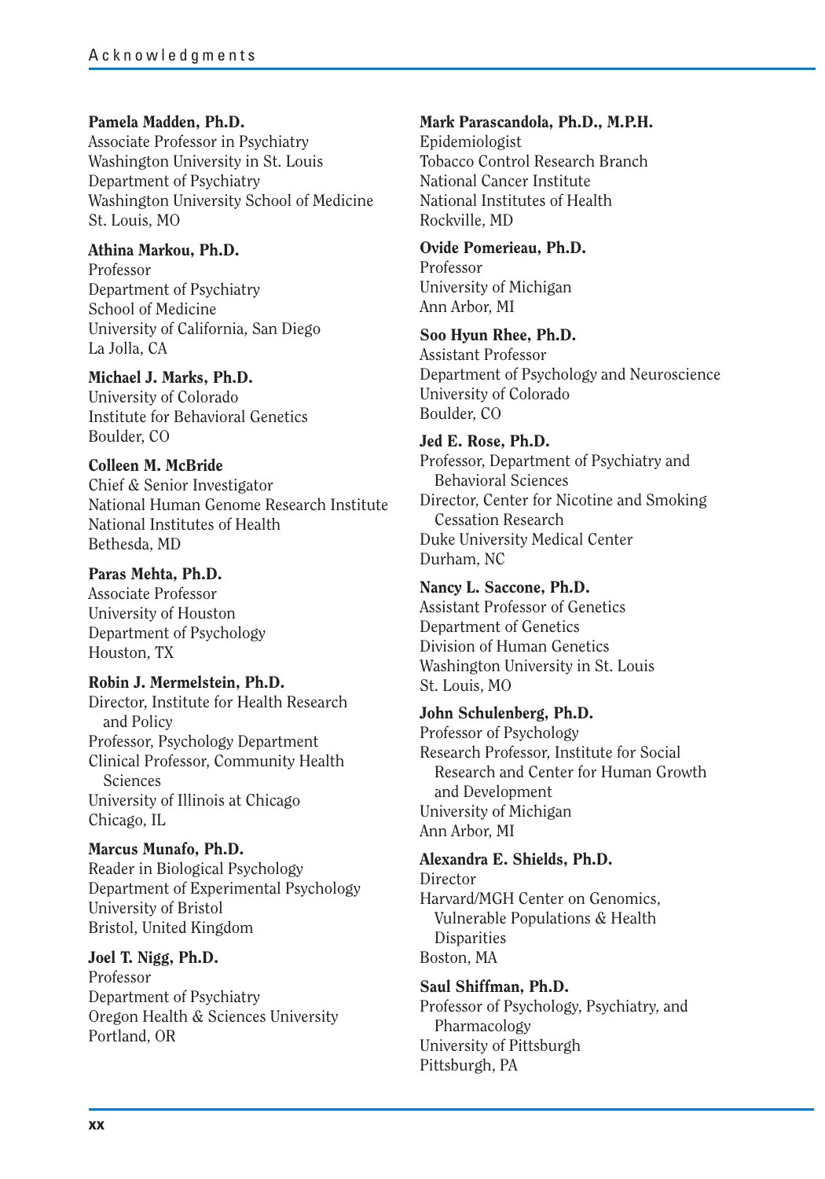**Pamela Madden, Ph.D.**
Associate Professor in Psychiatry
Washington University in St. Louis
Department of Psychiatry
Washington University School of Medicine
St. Louis, MO

**Athina Markou, Ph.D.**
Professor
Department of Psychiatry
School of Medicine
University of California, San Diego
La Jolla, CA

**Michael J. Marks, Ph.D.**
University of Colorado
Institute for Behavioral Genetics
Boulder, CO

**Colleen M. McBride**
Chief & Senior Investigator
National Human Genome Research Institute
National Institutes of Health
Bethesda, MD

**Paras Mehta, Ph.D.**
Associate Professor
University of Houston
Department of Psychology
Houston, TX

**Robin J. Mermelstein, Ph.D.**
Director, Institute for Health Research and Policy
Professor, Psychology Department
Clinical Professor, Community Health Sciences
University of Illinois at Chicago
Chicago, IL

**Marcus Munafo, Ph.D.**
Reader in Biological Psychology
Department of Experimental Psychology
University of Bristol
Bristol, United Kingdom

**Joel T. Nigg, Ph.D.**
Professor
Department of Psychiatry
Oregon Health & Sciences University
Portland, OR

**Mark Parascandola, Ph.D., M.P.H.**
Epidemiologist
Tobacco Control Research Branch
National Cancer Institute
National Institutes of Health
Rockville, MD

**Ovide Pomerieau, Ph.D.**
Professor
University of Michigan
Ann Arbor, MI

**Soo Hyun Rhee, Ph.D.**
Assistant Professor
Department of Psychology and Neuroscience
University of Colorado
Boulder, CO

**Jed E. Rose, Ph.D.**
Professor, Department of Psychiatry and Behavioral Sciences
Director, Center for Nicotine and Smoking Cessation Research
Duke University Medical Center
Durham, NC

**Nancy L. Saccone, Ph.D.**
Assistant Professor of Genetics
Department of Genetics
Division of Human Genetics
Washington University in St. Louis
St. Louis, MO

**John Schulenberg, Ph.D.**
Professor of Psychology
Research Professor, Institute for Social Research and Center for Human Growth and Development
University of Michigan
Ann Arbor, MI

**Alexandra E. Shields, Ph.D.**
Director
Harvard/MGH Center on Genomics, Vulnerable Populations & Health Disparities
Boston, MA

**Saul Shiffman, Ph.D.**
Professor of Psychology, Psychiatry, and Pharmacology
University of Pittsburgh
Pittsburgh, PA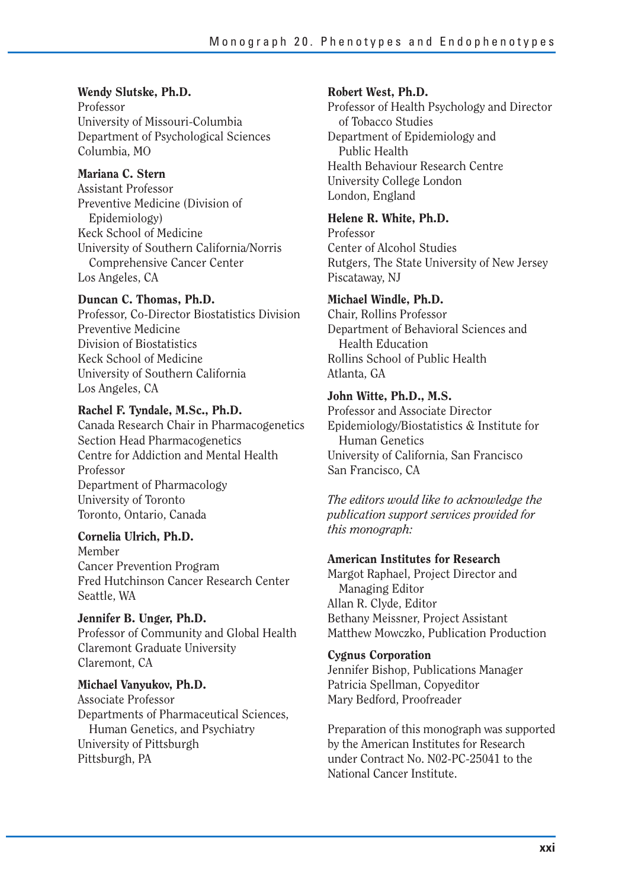**Wendy Slutske, Ph.D.**
Professor
University of Missouri-Columbia
Department of Psychological Sciences
Columbia, MO

**Mariana C. Stern**
Assistant Professor
Preventive Medicine (Division of Epidemiology)
Keck School of Medicine
University of Southern California/Norris Comprehensive Cancer Center
Los Angeles, CA

**Duncan C. Thomas, Ph.D.**
Professor, Co-Director Biostatistics Division
Preventive Medicine
Division of Biostatistics
Keck School of Medicine
University of Southern California
Los Angeles, CA

**Rachel F. Tyndale, M.Sc., Ph.D.**
Canada Research Chair in Pharmacogenetics
Section Head Pharmacogenetics
Centre for Addiction and Mental Health
Professor
Department of Pharmacology
University of Toronto
Toronto, Ontario, Canada

**Cornelia Ulrich, Ph.D.**
Member
Cancer Prevention Program
Fred Hutchinson Cancer Research Center
Seattle, WA

**Jennifer B. Unger, Ph.D.**
Professor of Community and Global Health
Claremont Graduate University
Claremont, CA

**Michael Vanyukov, Ph.D.**
Associate Professor
Departments of Pharmaceutical Sciences, Human Genetics, and Psychiatry
University of Pittsburgh
Pittsburgh, PA

**Robert West, Ph.D.**
Professor of Health Psychology and Director of Tobacco Studies
Department of Epidemiology and Public Health
Health Behaviour Research Centre
University College London
London, England

**Helene R. White, Ph.D.**
Professor
Center of Alcohol Studies
Rutgers, The State University of New Jersey
Piscataway, NJ

**Michael Windle, Ph.D.**
Chair, Rollins Professor
Department of Behavioral Sciences and Health Education
Rollins School of Public Health
Atlanta, GA

**John Witte, Ph.D., M.S.**
Professor and Associate Director
Epidemiology/Biostatistics & Institute for Human Genetics
University of California, San Francisco
San Francisco, CA

*The editors would like to acknowledge the publication support services provided for this monograph:*

**American Institutes for Research**
Margot Raphael, Project Director and Managing Editor
Allan R. Clyde, Editor
Bethany Meissner, Project Assistant
Matthew Mowczko, Publication Production

**Cygnus Corporation**
Jennifer Bishop, Publications Manager
Patricia Spellman, Copyeditor
Mary Bedford, Proofreader

Preparation of this monograph was supported by the American Institutes for Research under Contract No. N02-PC-25041 to the National Cancer Institute.